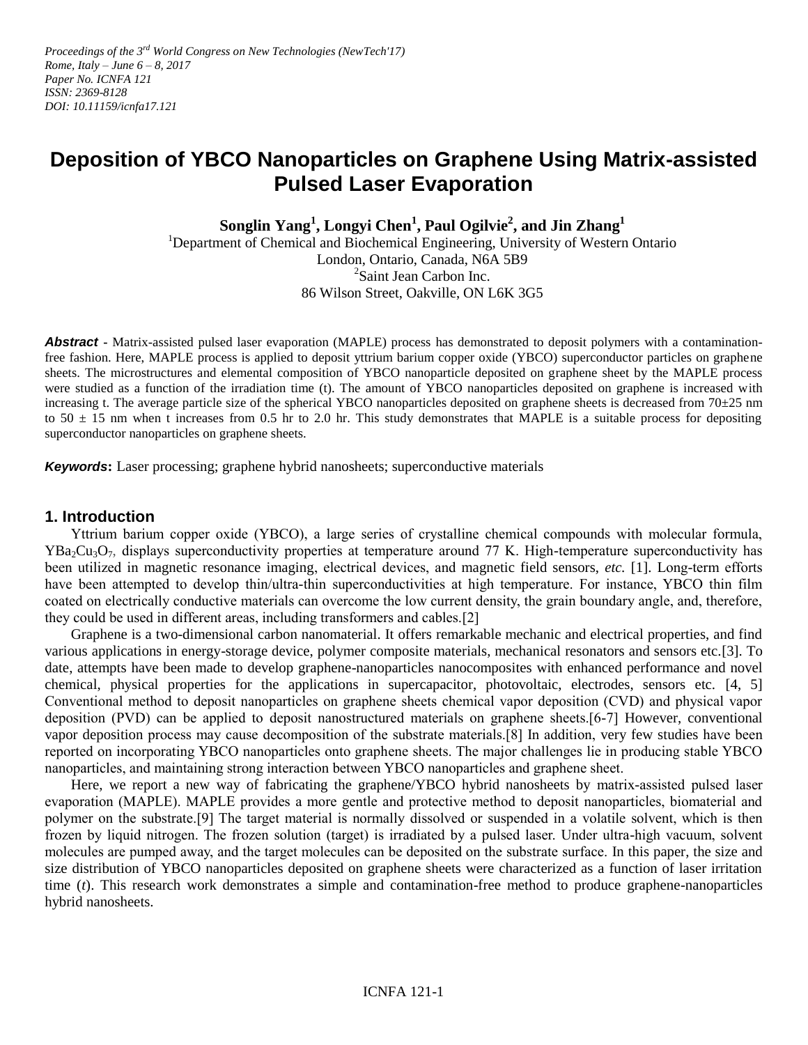*Proceedings of the 3rd World Congress on New Technologies (NewTech'17)*
*Rome, Italy – June 6 – 8, 2017*
*Paper No. ICNFA 121*
*ISSN: 2369-8128*
*DOI: 10.11159/icnfa17.121*

# Deposition of YBCO Nanoparticles on Graphene Using Matrix-assisted Pulsed Laser Evaporation

**Songlin Yang[1], Longyi Chen[1], Paul Ogilvie[2], and Jin Zhang[1]**

[1]Department of Chemical and Biochemical Engineering, University of Western Ontario
London, Ontario, Canada, N6A 5B9
[2]Saint Jean Carbon Inc.
86 Wilson Street, Oakville, ON L6K 3G5

***Abstract*** - Matrix-assisted pulsed laser evaporation (MAPLE) process has demonstrated to deposit polymers with a contamination-free fashion. Here, MAPLE process is applied to deposit yttrium barium copper oxide (YBCO) superconductor particles on graphene sheets. The microstructures and elemental composition of YBCO nanoparticle deposited on graphene sheet by the MAPLE process were studied as a function of the irradiation time (t). The amount of YBCO nanoparticles deposited on graphene is increased with increasing t. The average particle size of the spherical YBCO nanoparticles deposited on graphene sheets is decreased from 70±25 nm to 50 ± 15 nm when t increases from 0.5 hr to 2.0 hr. This study demonstrates that MAPLE is a suitable process for depositing superconductor nanoparticles on graphene sheets.

***Keywords*****:** Laser processing; graphene hybrid nanosheets; superconductive materials

## 1. Introduction

Yttrium barium copper oxide (YBCO), a large series of crystalline chemical compounds with molecular formula, $YBa_2Cu_3O_7$, displays superconductivity properties at temperature around 77 K. High-temperature superconductivity has been utilized in magnetic resonance imaging, electrical devices, and magnetic field sensors, *etc.* [1]. Long-term efforts have been attempted to develop thin/ultra-thin superconductivities at high temperature. For instance, YBCO thin film coated on electrically conductive materials can overcome the low current density, the grain boundary angle, and, therefore, they could be used in different areas, including transformers and cables.[2]

Graphene is a two-dimensional carbon nanomaterial. It offers remarkable mechanic and electrical properties, and find various applications in energy-storage device, polymer composite materials, mechanical resonators and sensors etc.[3]. To date, attempts have been made to develop graphene-nanoparticles nanocomposites with enhanced performance and novel chemical, physical properties for the applications in supercapacitor, photovoltaic, electrodes, sensors etc. [4, 5] Conventional method to deposit nanoparticles on graphene sheets chemical vapor deposition (CVD) and physical vapor deposition (PVD) can be applied to deposit nanostructured materials on graphene sheets.[6-7] However, conventional vapor deposition process may cause decomposition of the substrate materials.[8] In addition, very few studies have been reported on incorporating YBCO nanoparticles onto graphene sheets. The major challenges lie in producing stable YBCO nanoparticles, and maintaining strong interaction between YBCO nanoparticles and graphene sheet.

Here, we report a new way of fabricating the graphene/YBCO hybrid nanosheets by matrix-assisted pulsed laser evaporation (MAPLE). MAPLE provides a more gentle and protective method to deposit nanoparticles, biomaterial and polymer on the substrate.[9] The target material is normally dissolved or suspended in a volatile solvent, which is then frozen by liquid nitrogen. The frozen solution (target) is irradiated by a pulsed laser. Under ultra-high vacuum, solvent molecules are pumped away, and the target molecules can be deposited on the substrate surface. In this paper, the size and size distribution of YBCO nanoparticles deposited on graphene sheets were characterized as a function of laser irritation time (*t*). This research work demonstrates a simple and contamination-free method to produce graphene-nanoparticles hybrid nanosheets.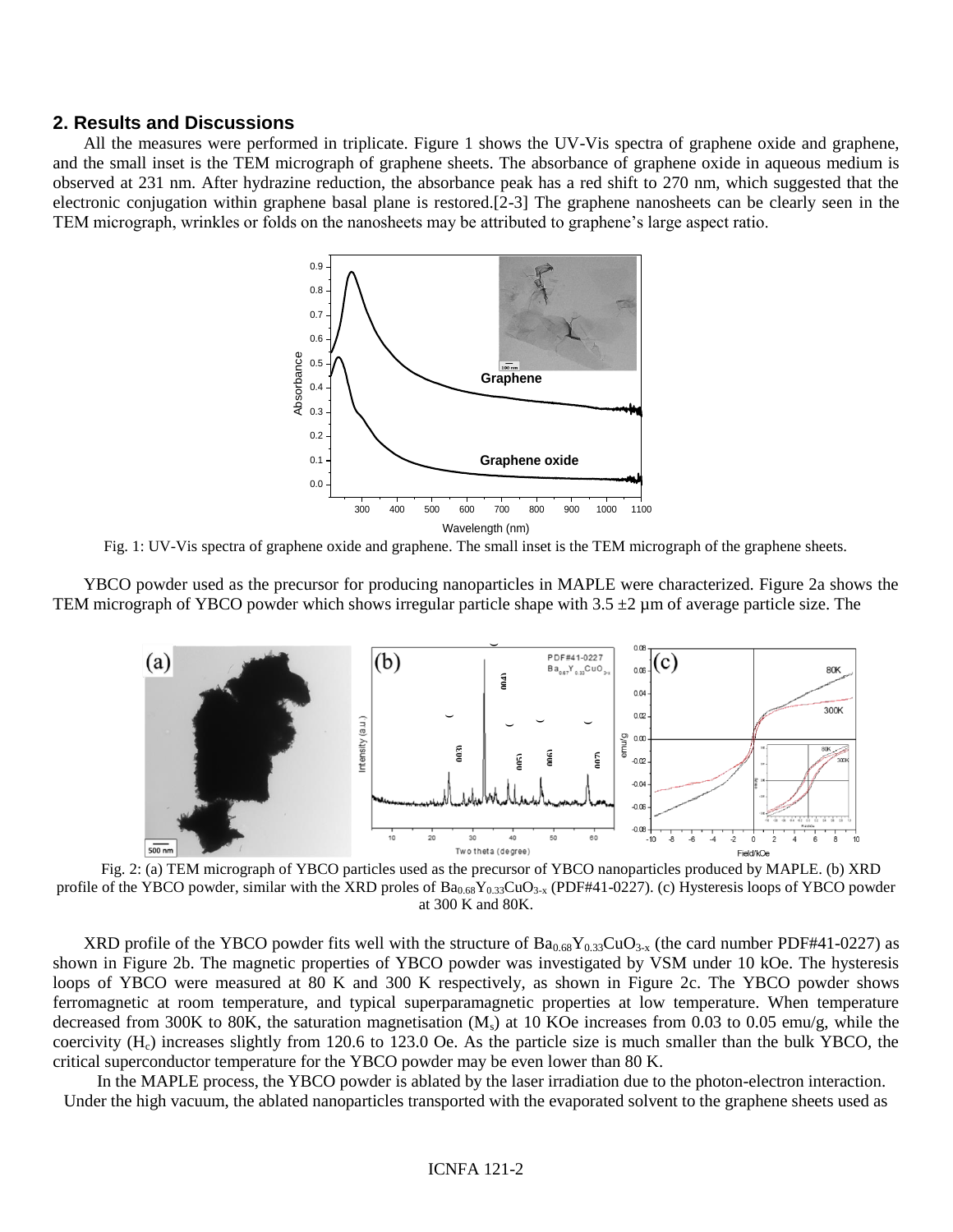## 2. Results and Discussions

All the measures were performed in triplicate. Figure 1 shows the UV-Vis spectra of graphene oxide and graphene, and the small inset is the TEM micrograph of graphene sheets. The absorbance of graphene oxide in aqueous medium is observed at 231 nm. After hydrazine reduction, the absorbance peak has a red shift to 270 nm, which suggested that the electronic conjugation within graphene basal plane is restored.[2-3] The graphene nanosheets can be clearly seen in the TEM micrograph, wrinkles or folds on the nanosheets may be attributed to graphene's large aspect ratio.

Fig. 1: UV-Vis spectra of graphene oxide and graphene. The small inset is the TEM micrograph of the graphene sheets.

YBCO powder used as the precursor for producing nanoparticles in MAPLE were characterized. Figure 2a shows the TEM micrograph of YBCO powder which shows irregular particle shape with 3.5 ±2 µm of average particle size. The

Fig. 2: (a) TEM micrograph of YBCO particles used as the precursor of YBCO nanoparticles produced by MAPLE. (b) XRD profile of the YBCO powder, similar with the XRD proles of $Ba_{0.68}Y_{0.33}CuO_{3-x}$ (PDF#41-0227). (c) Hysteresis loops of YBCO powder at 300 K and 80K.

XRD profile of the YBCO powder fits well with the structure of $Ba_{0.68}Y_{0.33}CuO_{3-x}$ (the card number PDF#41-0227) as shown in Figure 2b. The magnetic properties of YBCO powder was investigated by VSM under 10 kOe. The hysteresis loops of YBCO were measured at 80 K and 300 K respectively, as shown in Figure 2c. The YBCO powder shows ferromagnetic at room temperature, and typical superparamagnetic properties at low temperature. When temperature decreased from 300K to 80K, the saturation magnetisation ($M_s$) at 10 KOe increases from 0.03 to 0.05 emu/g, while the coercivity ($H_c$) increases slightly from 120.6 to 123.0 Oe. As the particle size is much smaller than the bulk YBCO, the critical superconductor temperature for the YBCO powder may be even lower than 80 K.

In the MAPLE process, the YBCO powder is ablated by the laser irradiation due to the photon-electron interaction. Under the high vacuum, the ablated nanoparticles transported with the evaporated solvent to the graphene sheets used as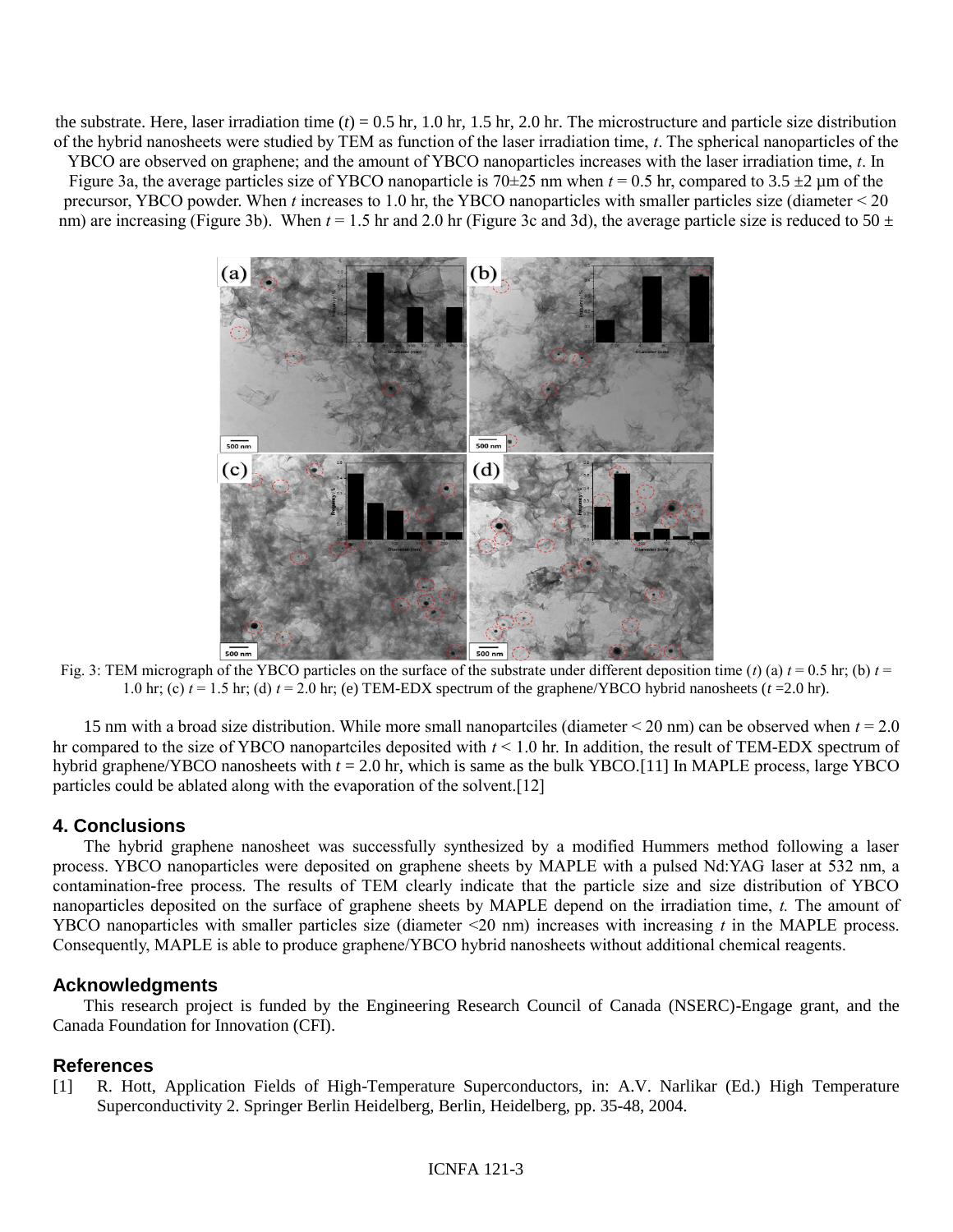the substrate. Here, laser irradiation time ($t$) = 0.5 hr, 1.0 hr, 1.5 hr, 2.0 hr. The microstructure and particle size distribution of the hybrid nanosheets were studied by TEM as function of the laser irradiation time, $t$. The spherical nanoparticles of the YBCO are observed on graphene; and the amount of YBCO nanoparticles increases with the laser irradiation time, $t$. In Figure 3a, the average particles size of YBCO nanoparticle is 70±25 nm when $t$ = 0.5 hr, compared to 3.5 ±2 µm of the precursor, YBCO powder. When $t$ increases to 1.0 hr, the YBCO nanoparticles with smaller particles size (diameter < 20 nm) are increasing (Figure 3b). When $t$ = 1.5 hr and 2.0 hr (Figure 3c and 3d), the average particle size is reduced to 50 ± 15 nm with a broad size distribution. While more small nanopartciles (diameter < 20 nm) can be observed when $t$ = 2.0 hr compared to the size of YBCO nanopartciles deposited with $t$ < 1.0 hr. In addition, the result of TEM-EDX spectrum of hybrid graphene/YBCO nanosheets with $t$ = 2.0 hr, which is same as the bulk YBCO.[11] In MAPLE process, large YBCO particles could be ablated along with the evaporation of the solvent.[12]

Fig. 3: TEM micrograph of the YBCO particles on the surface of the substrate under different deposition time ($t$) (a) $t$ = 0.5 hr; (b) $t$ = 1.0 hr; (c) $t$ = 1.5 hr; (d) $t$ = 2.0 hr; (e) TEM-EDX spectrum of the graphene/YBCO hybrid nanosheets ($t$ =2.0 hr).

## 4. Conclusions

The hybrid graphene nanosheet was successfully synthesized by a modified Hummers method following a laser process. YBCO nanoparticles were deposited on graphene sheets by MAPLE with a pulsed Nd:YAG laser at 532 nm, a contamination-free process. The results of TEM clearly indicate that the particle size and size distribution of YBCO nanoparticles deposited on the surface of graphene sheets by MAPLE depend on the irradiation time, $t$. The amount of YBCO nanoparticles with smaller particles size (diameter <20 nm) increases with increasing $t$ in the MAPLE process. Consequently, MAPLE is able to produce graphene/YBCO hybrid nanosheets without additional chemical reagents.

## Acknowledgments

This research project is funded by the Engineering Research Council of Canada (NSERC)-Engage grant, and the Canada Foundation for Innovation (CFI).

## References

[1] R. Hott, Application Fields of High-Temperature Superconductors, in: A.V. Narlikar (Ed.) High Temperature Superconductivity 2. Springer Berlin Heidelberg, Berlin, Heidelberg, pp. 35-48, 2004.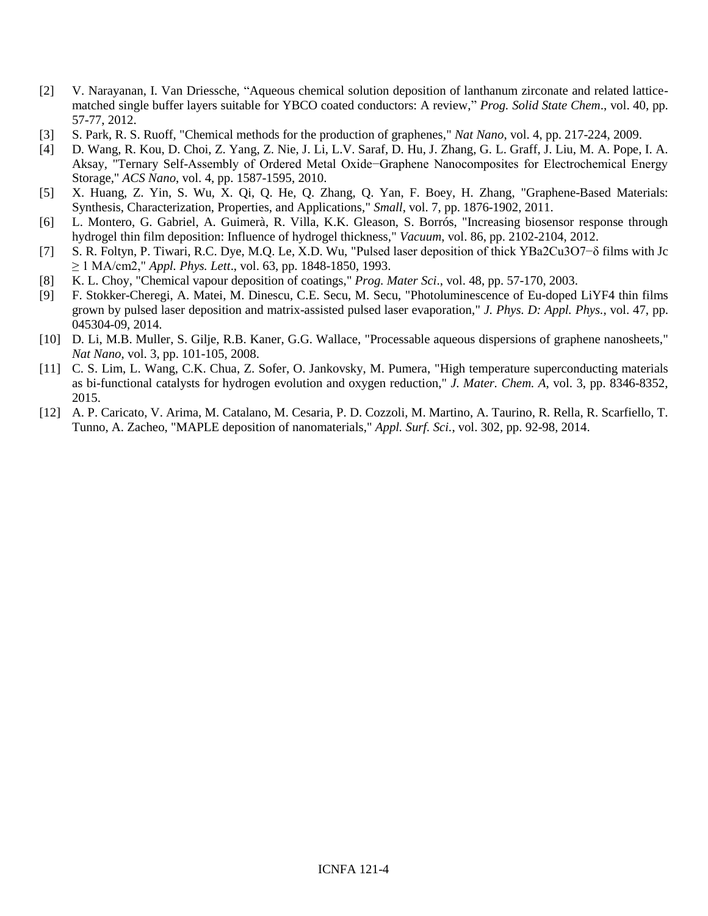[2] V. Narayanan, I. Van Driessche, “Aqueous chemical solution deposition of lanthanum zirconate and related lattice-matched single buffer layers suitable for YBCO coated conductors: A review,” *Prog. Solid State Chem*., vol. 40, pp. 57-77, 2012.

[3] S. Park, R. S. Ruoff, "Chemical methods for the production of graphenes," *Nat Nano*, vol. 4, pp. 217-224, 2009.

[4] D. Wang, R. Kou, D. Choi, Z. Yang, Z. Nie, J. Li, L.V. Saraf, D. Hu, J. Zhang, G. L. Graff, J. Liu, M. A. Pope, I. A. Aksay, "Ternary Self-Assembly of Ordered Metal Oxide−Graphene Nanocomposites for Electrochemical Energy Storage," *ACS Nano*, vol. 4, pp. 1587-1595, 2010.

[5] X. Huang, Z. Yin, S. Wu, X. Qi, Q. He, Q. Zhang, Q. Yan, F. Boey, H. Zhang, "Graphene-Based Materials: Synthesis, Characterization, Properties, and Applications," *Small*, vol. 7, pp. 1876-1902, 2011.

[6] L. Montero, G. Gabriel, A. Guimerà, R. Villa, K.K. Gleason, S. Borrós, "Increasing biosensor response through hydrogel thin film deposition: Influence of hydrogel thickness," *Vacuum*, vol. 86, pp. 2102-2104, 2012.

[7] S. R. Foltyn, P. Tiwari, R.C. Dye, M.Q. Le, X.D. Wu, "Pulsed laser deposition of thick $YBa_2Cu_3O_{7-\delta}$ films with Jc $\geq$ 1 MA/cm2," *Appl. Phys. Lett*., vol. 63, pp. 1848-1850, 1993.

[8] K. L. Choy, "Chemical vapour deposition of coatings," *Prog. Mater Sci*., vol. 48, pp. 57-170, 2003.

[9] F. Stokker-Cheregi, A. Matei, M. Dinescu, C.E. Secu, M. Secu, "Photoluminescence of Eu-doped $LiYF_4$ thin films grown by pulsed laser deposition and matrix-assisted pulsed laser evaporation," *J. Phys. D: Appl. Phys.*, vol. 47, pp. 045304-09, 2014.

[10] D. Li, M.B. Muller, S. Gilje, R.B. Kaner, G.G. Wallace, "Processable aqueous dispersions of graphene nanosheets," *Nat Nano*, vol. 3, pp. 101-105, 2008.

[11] C. S. Lim, L. Wang, C.K. Chua, Z. Sofer, O. Jankovsky, M. Pumera, "High temperature superconducting materials as bi-functional catalysts for hydrogen evolution and oxygen reduction," *J. Mater. Chem. A*, vol. 3, pp. 8346-8352, 2015.

[12] A. P. Caricato, V. Arima, M. Catalano, M. Cesaria, P. D. Cozzoli, M. Martino, A. Taurino, R. Rella, R. Scarfiello, T. Tunno, A. Zacheo, "MAPLE deposition of nanomaterials," *Appl. Surf. Sci.*, vol. 302, pp. 92-98, 2014.